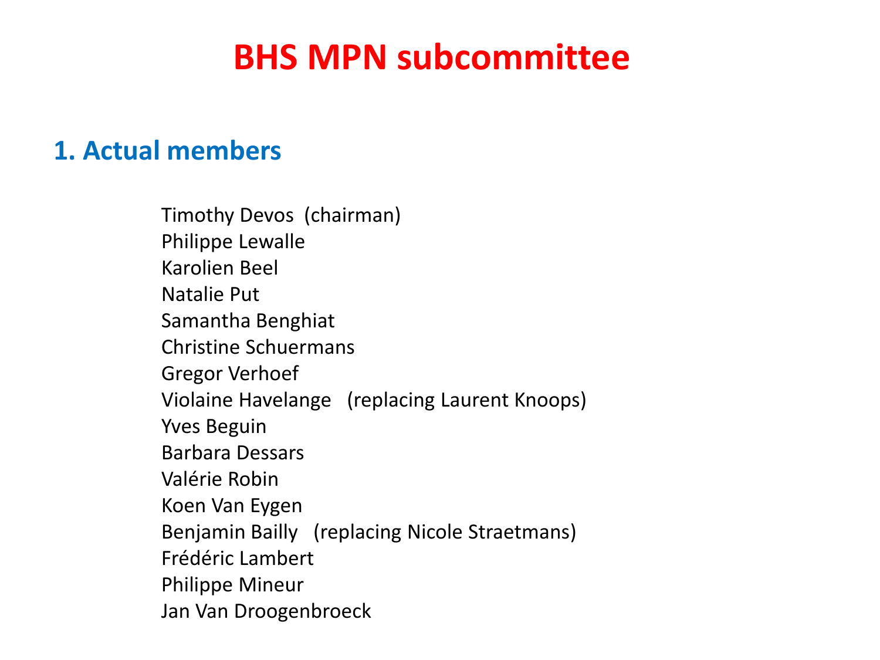# BHS MPN subcommittee

## 1. Actual members

Timothy Devos (chairman)
Philippe Lewalle
Karolien Beel
Natalie Put
Samantha Benghiat
Christine Schuermans
Gregor Verhoef
Violaine Havelange (replacing Laurent Knoops)
Yves Beguin
Barbara Dessars
Valérie Robin
Koen Van Eygen
Benjamin Bailly (replacing Nicole Straetmans)
Frédéric Lambert
Philippe Mineur
Jan Van Droogenbroeck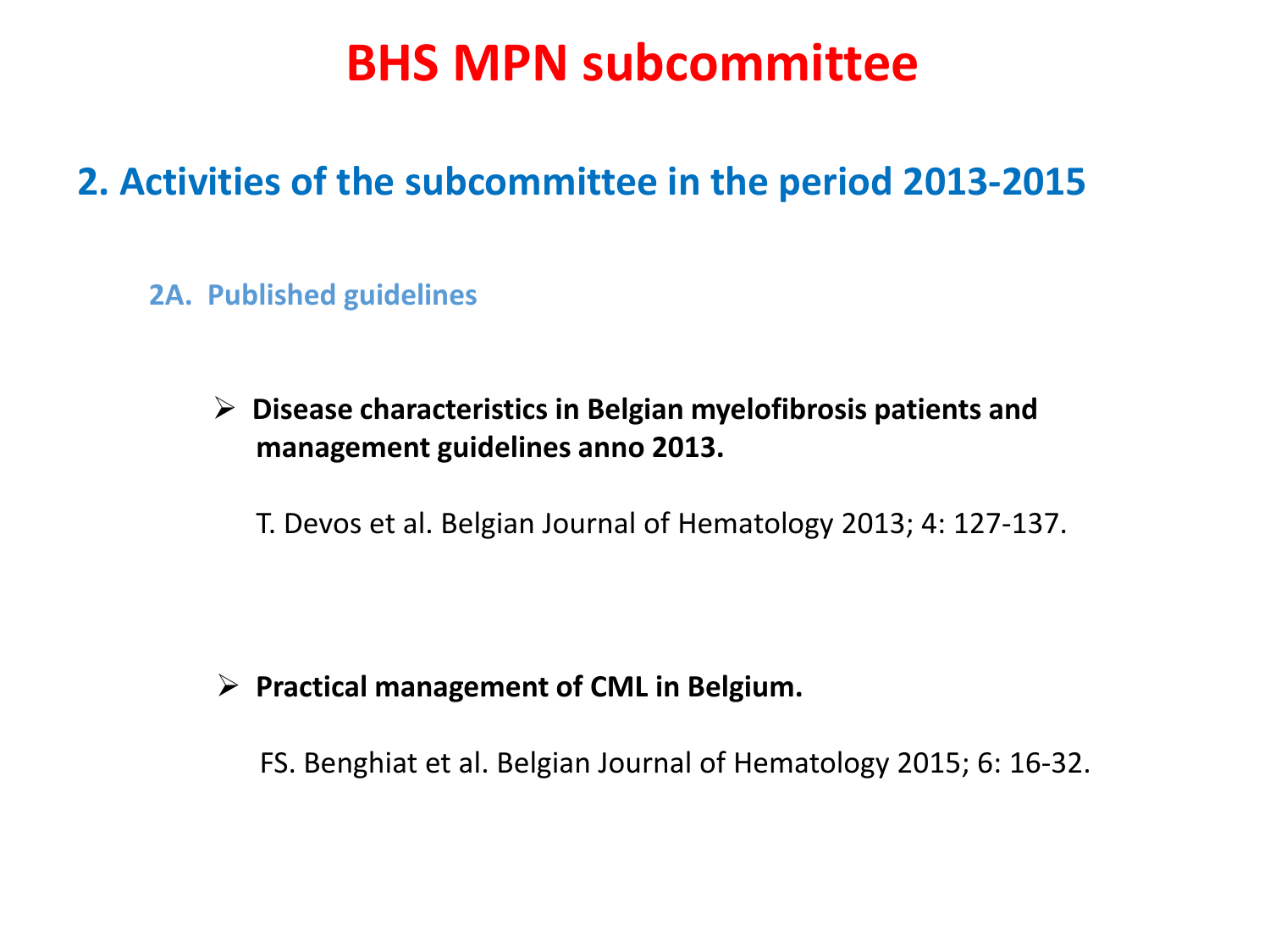# BHS MPN subcommittee

## 2. Activities of the subcommittee in the period 2013-2015

### 2A. Published guidelines

- **Disease characteristics in Belgian myelofibrosis patients and management guidelines anno 2013.**

  T. Devos et al. Belgian Journal of Hematology 2013; 4: 127-137.

- **Practical management of CML in Belgium.**

  FS. Benghiat et al. Belgian Journal of Hematology 2015; 6: 16-32.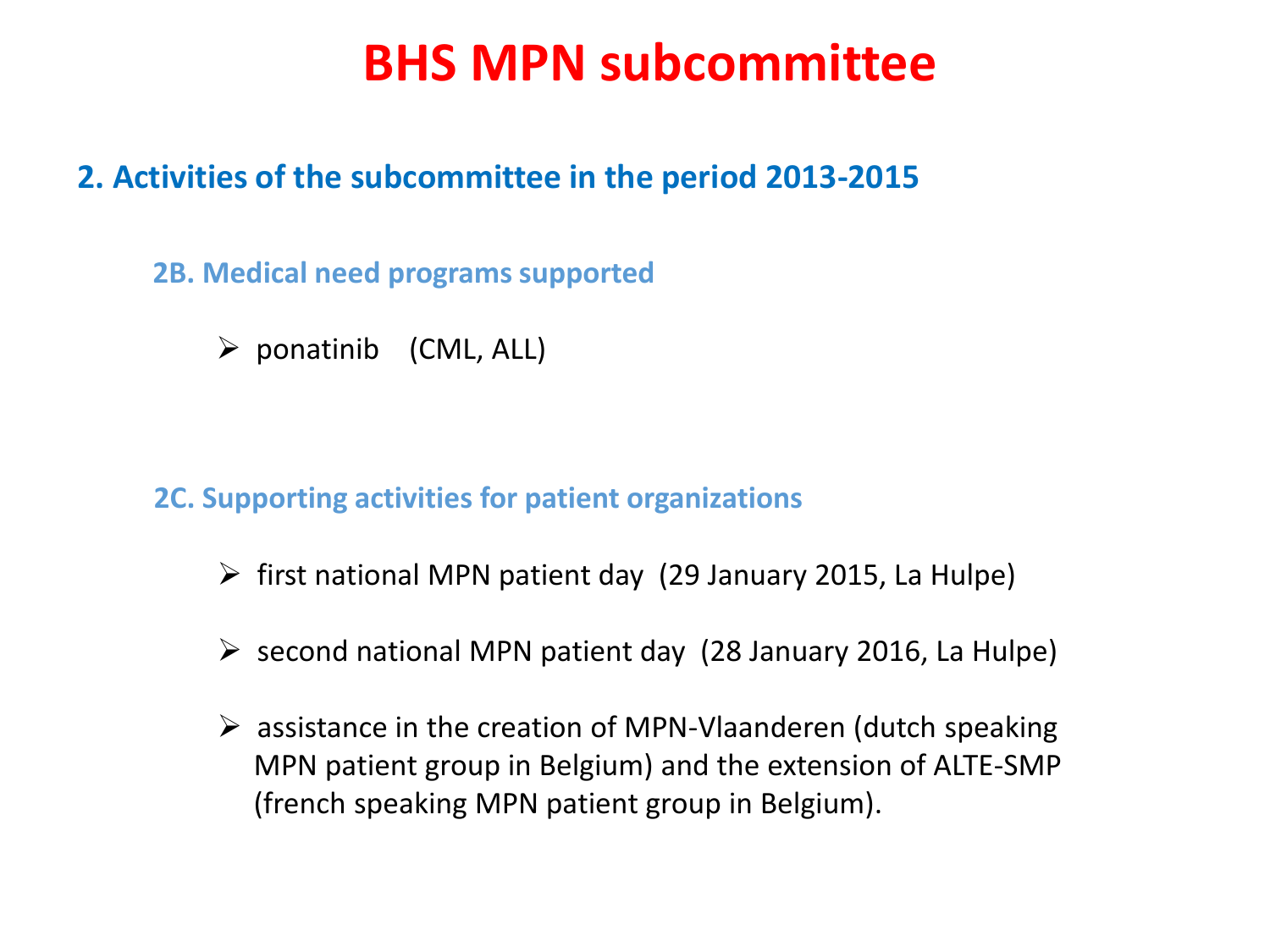# BHS MPN subcommittee

## 2. Activities of the subcommittee in the period 2013-2015

### 2B. Medical need programs supported

- ponatinib (CML, ALL)

### 2C. Supporting activities for patient organizations

- first national MPN patient day (29 January 2015, La Hulpe)
- second national MPN patient day (28 January 2016, La Hulpe)
- assistance in the creation of MPN-Vlaanderen (dutch speaking MPN patient group in Belgium) and the extension of ALTE-SMP (french speaking MPN patient group in Belgium).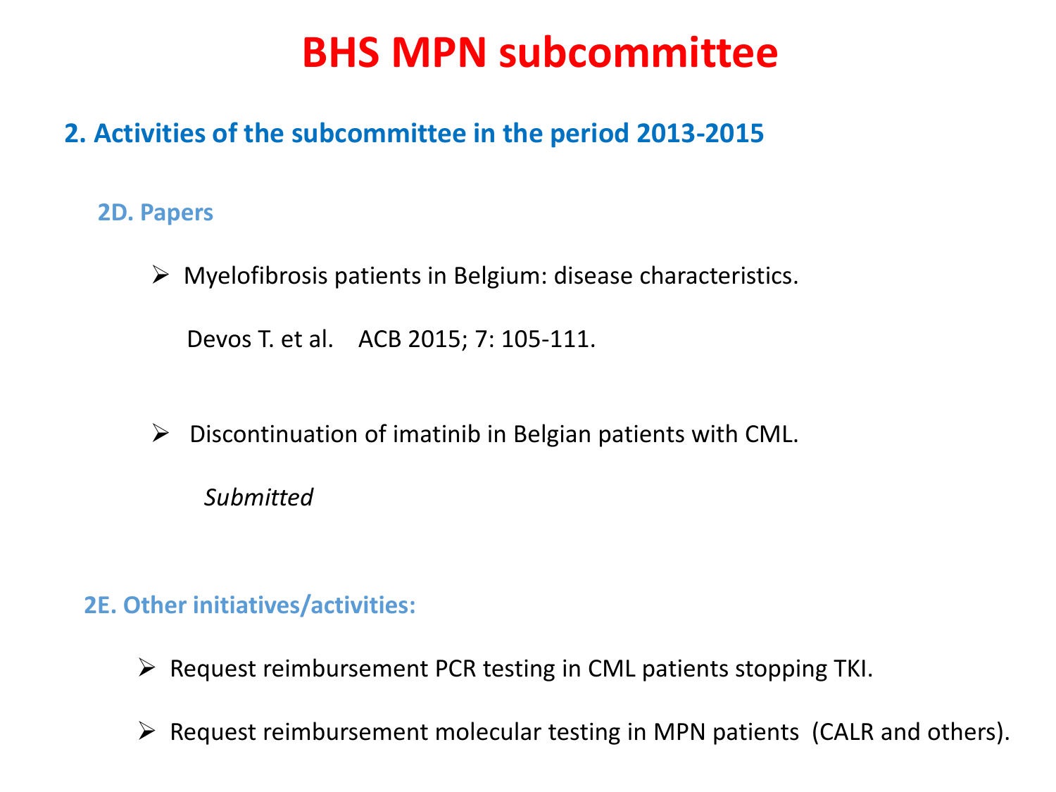# BHS MPN subcommittee

## 2. Activities of the subcommittee in the period 2013-2015

### 2D. Papers

- Myelofibrosis patients in Belgium: disease characteristics.

  Devos T. et al.    ACB 2015; 7: 105-111.

- Discontinuation of imatinib in Belgian patients with CML.

  *Submitted*

### 2E. Other initiatives/activities:

- Request reimbursement PCR testing in CML patients stopping TKI.
- Request reimbursement molecular testing in MPN patients (CALR and others).